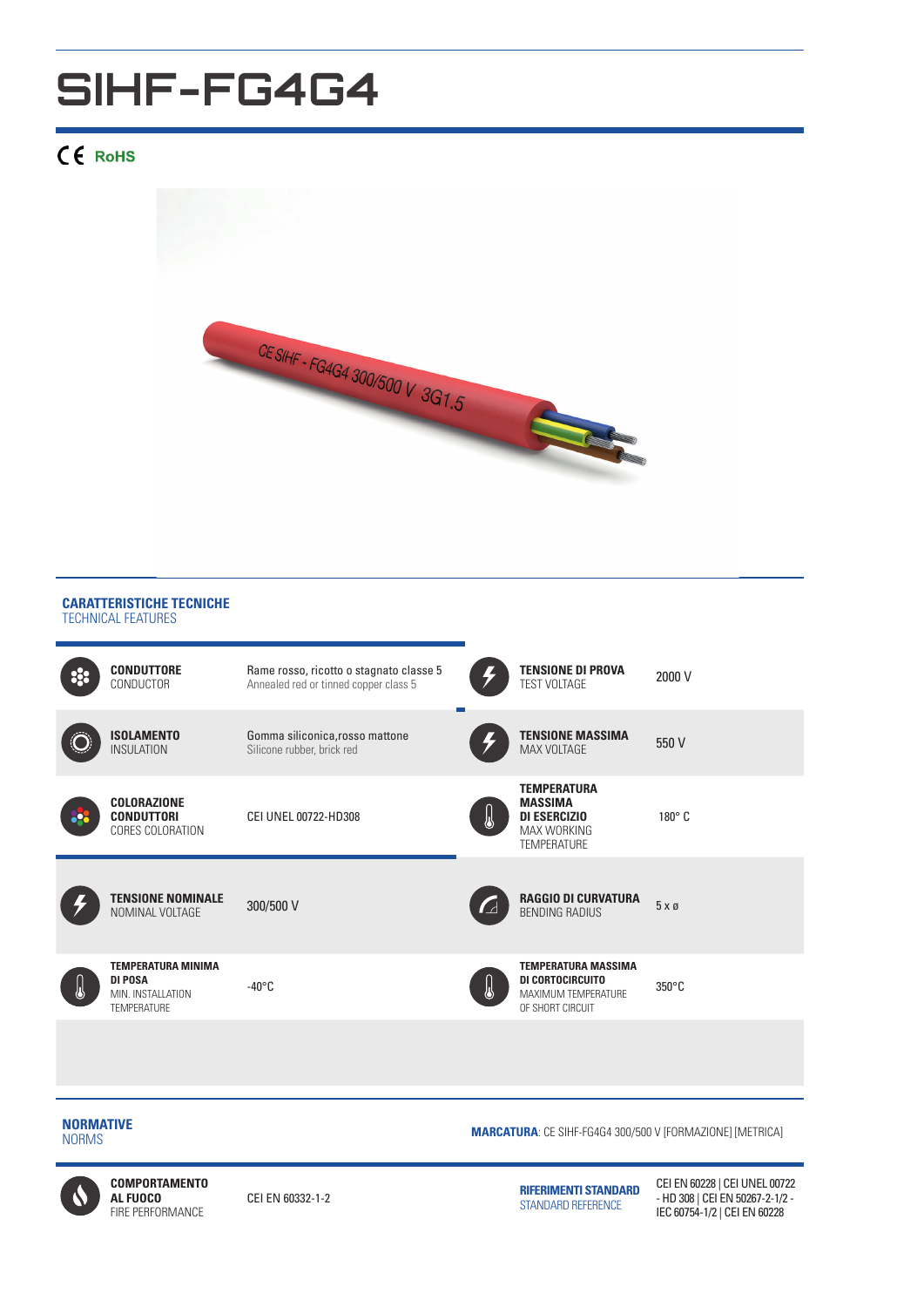# SIHF-FG4G4

CE RoHS

## CARATTERISTICHE TECNICHE
TECHNICAL FEATURES

| | | | |
|---|---|---|---|
| **CONDUTTORE** CONDUCTOR | Rame rosso, ricotto o stagnato classe 5 Annealed red or tinned copper class 5 | **TENSIONE DI PROVA** TEST VOLTAGE | 2000 V |
| **ISOLAMENTO** INSULATION | Gomma siliconica,rosso mattone Silicone rubber, brick red | **TENSIONE MASSIMA** MAX VOLTAGE | 550 V |
| **COLORAZIONE CONDUTTORI** CORES COLORATION | CEI UNEL 00722-HD308 | **TEMPERATURA MASSIMA DI ESERCIZIO** MAX WORKING TEMPERATURE | 180° C |
| **TENSIONE NOMINALE** NOMINAL VOLTAGE | 300/500 V | **RAGGIO DI CURVATURA** BENDING RADIUS | 5 x ø |
| **TEMPERATURA MINIMA DI POSA** MIN. INSTALLATION TEMPERATURE | -40°C | **TEMPERATURA MASSIMA DI CORTOCIRCUITO** MAXIMUM TEMPERATURE OF SHORT CIRCUIT | 350°C |

## NORMATIVE
NORMS

**MARCATURA**: CE SIHF-FG4G4 300/500 V [FORMAZIONE] [METRICA]

| | | | |
|---|---|---|---|
| **COMPORTAMENTO AL FUOCO** FIRE PERFORMANCE | CEI EN 60332-1-2 | **RIFERIMENTI STANDARD** STANDARD REFERENCE | CEI EN 60228 \| CEI UNEL 00722 - HD 308 \| CEI EN 50267-2-1/2 - IEC 60754-1/2 \| CEI EN 60228 |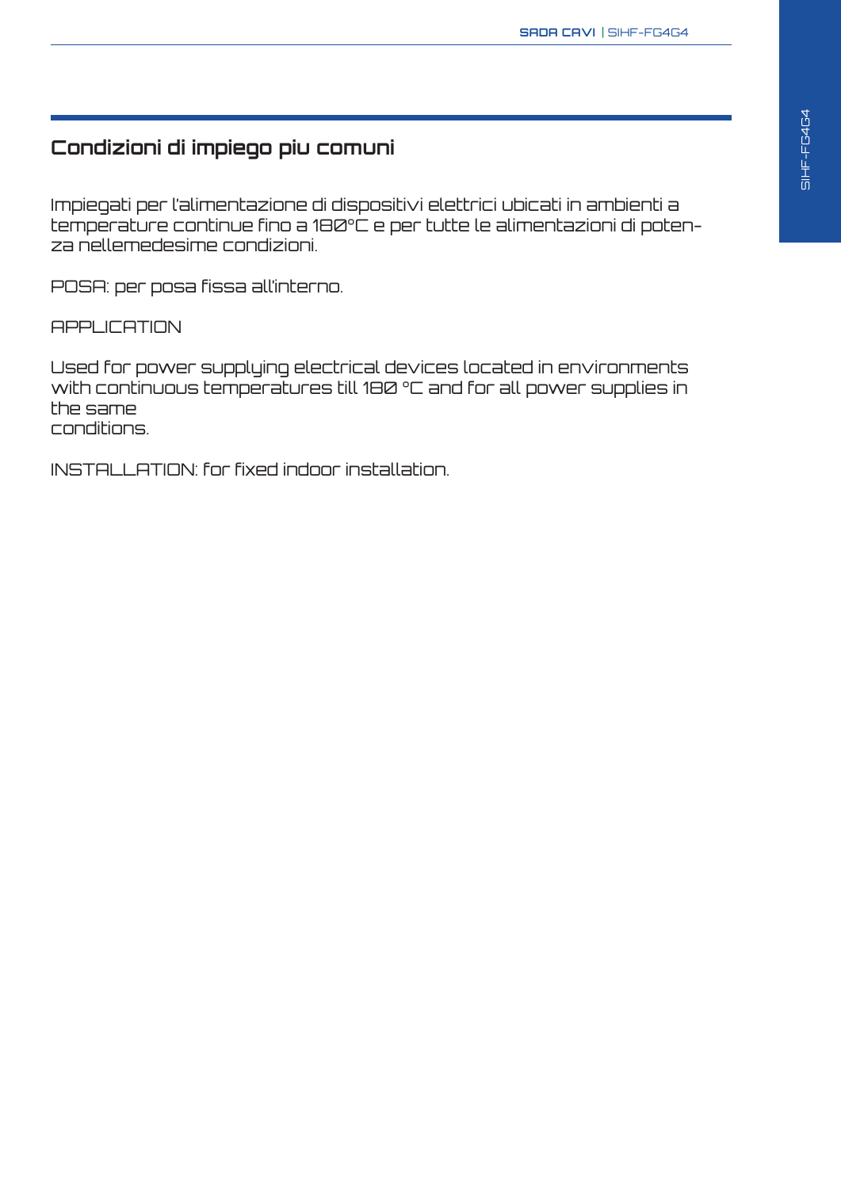## Condizioni di impiego piu comuni

Impiegati per l'alimentazione di dispositivi elettrici ubicati in ambienti a temperature continue fino a 180°C e per tutte le alimentazioni di potenza nellemedesime condizioni.

POSA: per posa fissa all'interno.

APPLICATION

Used for power supplying electrical devices located in environments with continuous temperatures till 180 °C and for all power supplies in the same conditions.

INSTALLATION: for fixed indoor installation.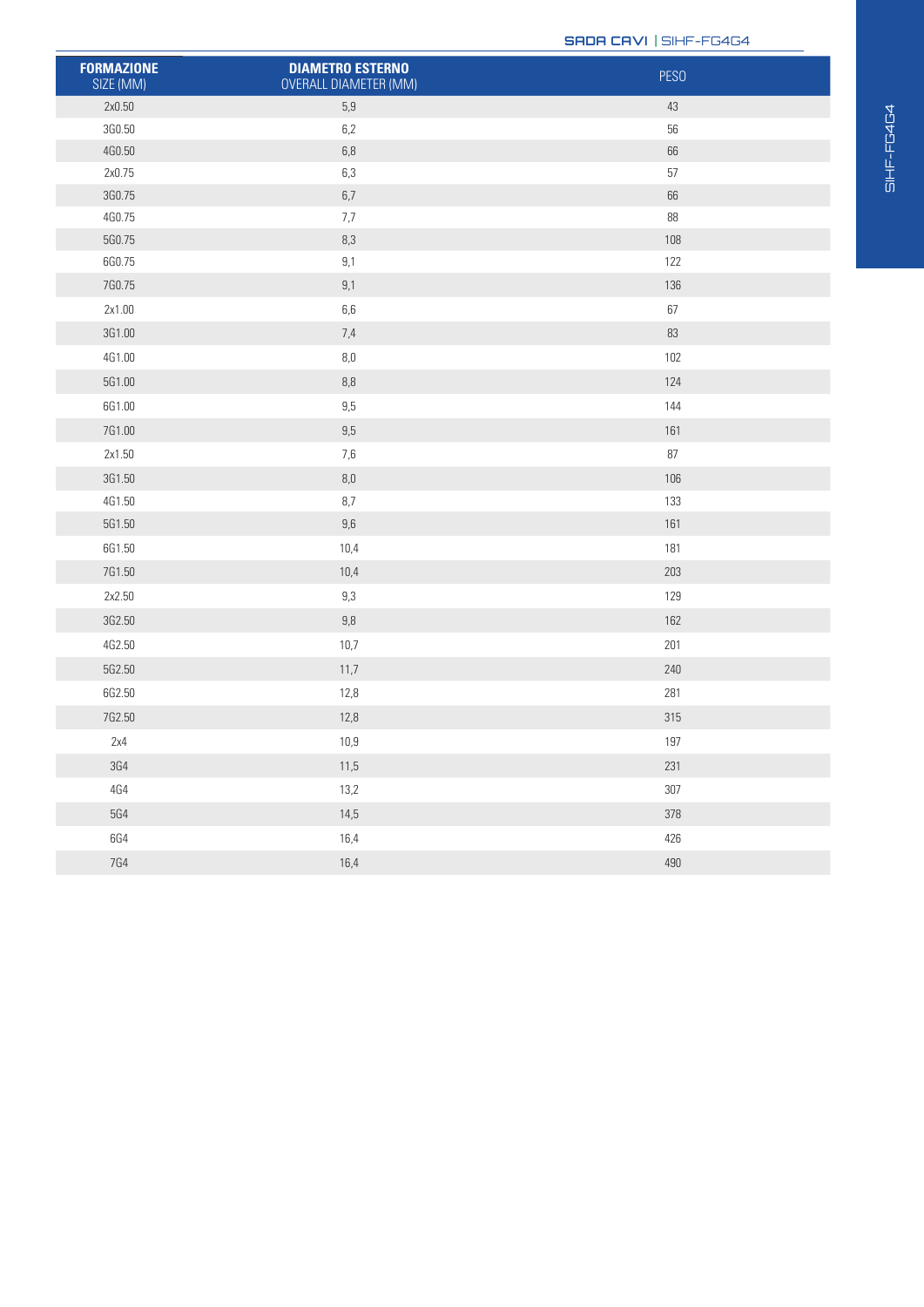| FORMAZIONE SIZE (MM) | DIAMETRO ESTERNO OVERALL DIAMETER (MM) | PESO |
|---|---|---|
| 2x0.50 | 5,9 | 43 |
| 3G0.50 | 6,2 | 56 |
| 4G0.50 | 6,8 | 66 |
| 2x0.75 | 6,3 | 57 |
| 3G0.75 | 6,7 | 66 |
| 4G0.75 | 7,7 | 88 |
| 5G0.75 | 8,3 | 108 |
| 6G0.75 | 9,1 | 122 |
| 7G0.75 | 9,1 | 136 |
| 2x1.00 | 6,6 | 67 |
| 3G1.00 | 7,4 | 83 |
| 4G1.00 | 8,0 | 102 |
| 5G1.00 | 8,8 | 124 |
| 6G1.00 | 9,5 | 144 |
| 7G1.00 | 9,5 | 161 |
| 2x1.50 | 7,6 | 87 |
| 3G1.50 | 8,0 | 106 |
| 4G1.50 | 8,7 | 133 |
| 5G1.50 | 9,6 | 161 |
| 6G1.50 | 10,4 | 181 |
| 7G1.50 | 10,4 | 203 |
| 2x2.50 | 9,3 | 129 |
| 3G2.50 | 9,8 | 162 |
| 4G2.50 | 10,7 | 201 |
| 5G2.50 | 11,7 | 240 |
| 6G2.50 | 12,8 | 281 |
| 7G2.50 | 12,8 | 315 |
| 2x4 | 10,9 | 197 |
| 3G4 | 11,5 | 231 |
| 4G4 | 13,2 | 307 |
| 5G4 | 14,5 | 378 |
| 6G4 | 16,4 | 426 |
| 7G4 | 16,4 | 490 |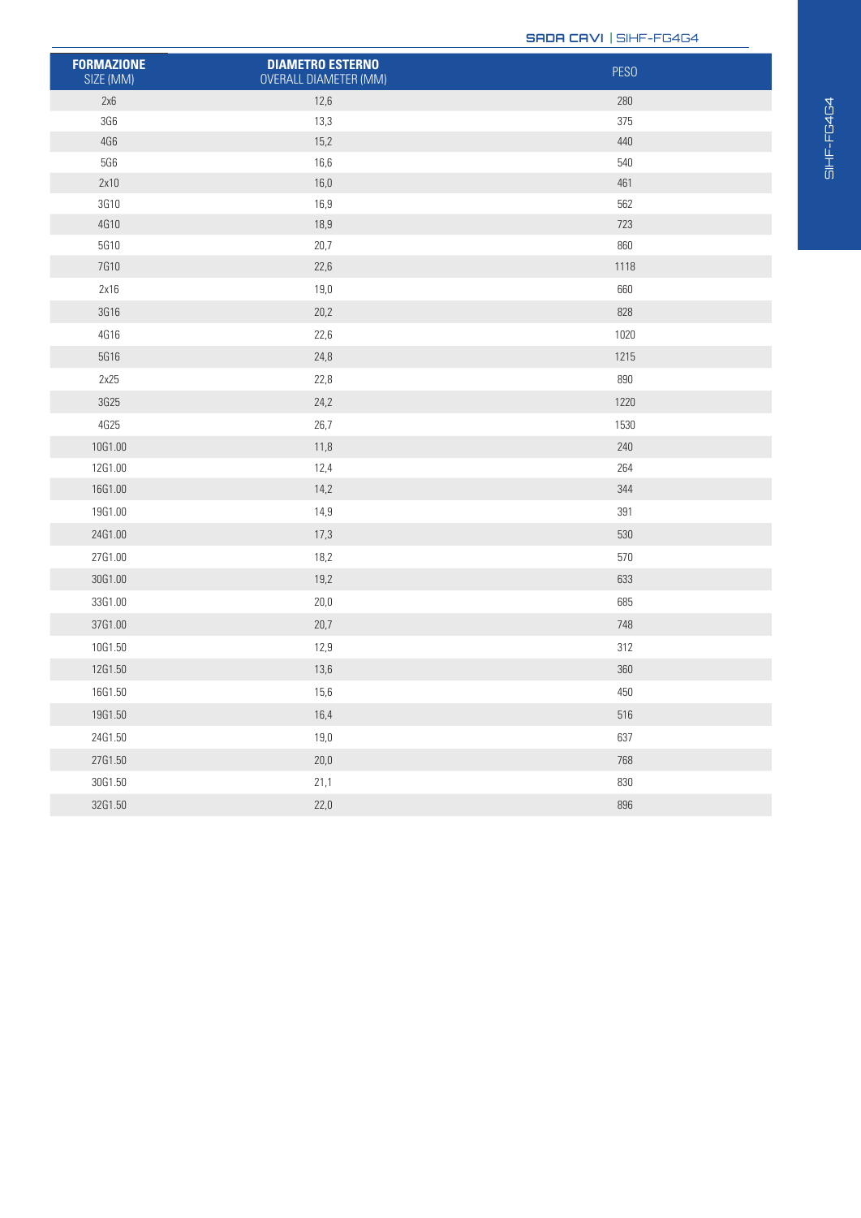| FORMAZIONE SIZE (MM) | DIAMETRO ESTERNO OVERALL DIAMETER (MM) | PESO |
|---|---|---|
| 2x6 | 12,6 | 280 |
| 3G6 | 13,3 | 375 |
| 4G6 | 15,2 | 440 |
| 5G6 | 16,6 | 540 |
| 2x10 | 16,0 | 461 |
| 3G10 | 16,9 | 562 |
| 4G10 | 18,9 | 723 |
| 5G10 | 20,7 | 860 |
| 7G10 | 22,6 | 1118 |
| 2x16 | 19,0 | 660 |
| 3G16 | 20,2 | 828 |
| 4G16 | 22,6 | 1020 |
| 5G16 | 24,8 | 1215 |
| 2x25 | 22,8 | 890 |
| 3G25 | 24,2 | 1220 |
| 4G25 | 26,7 | 1530 |
| 10G1.00 | 11,8 | 240 |
| 12G1.00 | 12,4 | 264 |
| 16G1.00 | 14,2 | 344 |
| 19G1.00 | 14,9 | 391 |
| 24G1.00 | 17,3 | 530 |
| 27G1.00 | 18,2 | 570 |
| 30G1.00 | 19,2 | 633 |
| 33G1.00 | 20,0 | 685 |
| 37G1.00 | 20,7 | 748 |
| 10G1.50 | 12,9 | 312 |
| 12G1.50 | 13,6 | 360 |
| 16G1.50 | 15,6 | 450 |
| 19G1.50 | 16,4 | 516 |
| 24G1.50 | 19,0 | 637 |
| 27G1.50 | 20,0 | 768 |
| 30G1.50 | 21,1 | 830 |
| 32G1.50 | 22,0 | 896 |